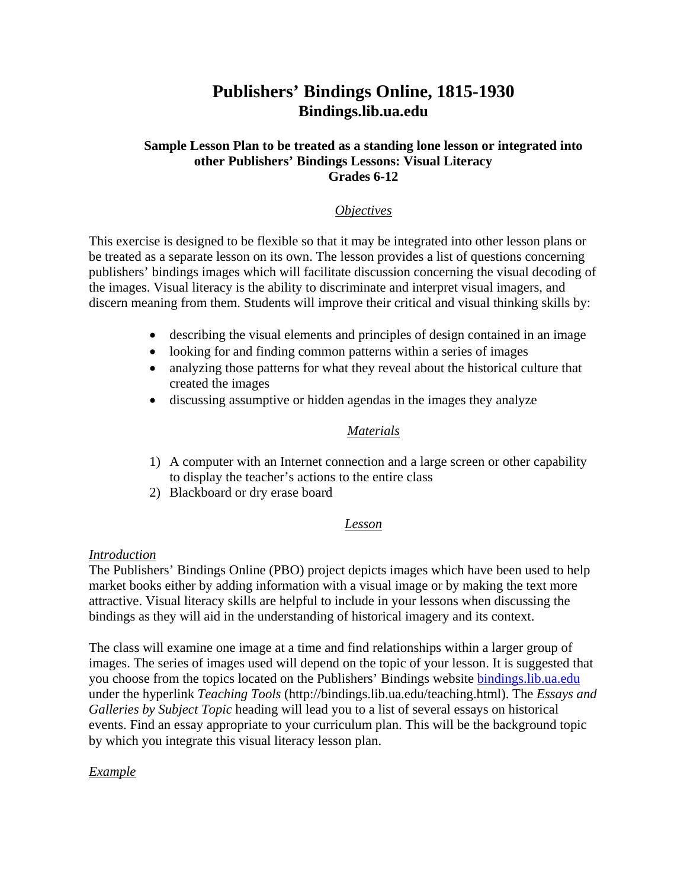# Publishers' Bindings Online, 1815-1930
## Bindings.lib.ua.edu

### Sample Lesson Plan to be treated as a standing lone lesson or integrated into other Publishers' Bindings Lessons: Visual Literacy Grades 6-12

#### *Objectives*

This exercise is designed to be flexible so that it may be integrated into other lesson plans or be treated as a separate lesson on its own. The lesson provides a list of questions concerning publishers' bindings images which will facilitate discussion concerning the visual decoding of the images. Visual literacy is the ability to discriminate and interpret visual imagers, and discern meaning from them. Students will improve their critical and visual thinking skills by:

- describing the visual elements and principles of design contained in an image
- looking for and finding common patterns within a series of images
- analyzing those patterns for what they reveal about the historical culture that created the images
- discussing assumptive or hidden agendas in the images they analyze

#### *Materials*

1) A computer with an Internet connection and a large screen or other capability to display the teacher's actions to the entire class
2) Blackboard or dry erase board

#### *Lesson*

*Introduction*

The Publishers' Bindings Online (PBO) project depicts images which have been used to help market books either by adding information with a visual image or by making the text more attractive. Visual literacy skills are helpful to include in your lessons when discussing the bindings as they will aid in the understanding of historical imagery and its context.

The class will examine one image at a time and find relationships within a larger group of images. The series of images used will depend on the topic of your lesson. It is suggested that you choose from the topics located on the Publishers' Bindings website bindings.lib.ua.edu under the hyperlink *Teaching Tools* (http://bindings.lib.ua.edu/teaching.html). The *Essays and Galleries by Subject Topic* heading will lead you to a list of several essays on historical events. Find an essay appropriate to your curriculum plan. This will be the background topic by which you integrate this visual literacy lesson plan.

*Example*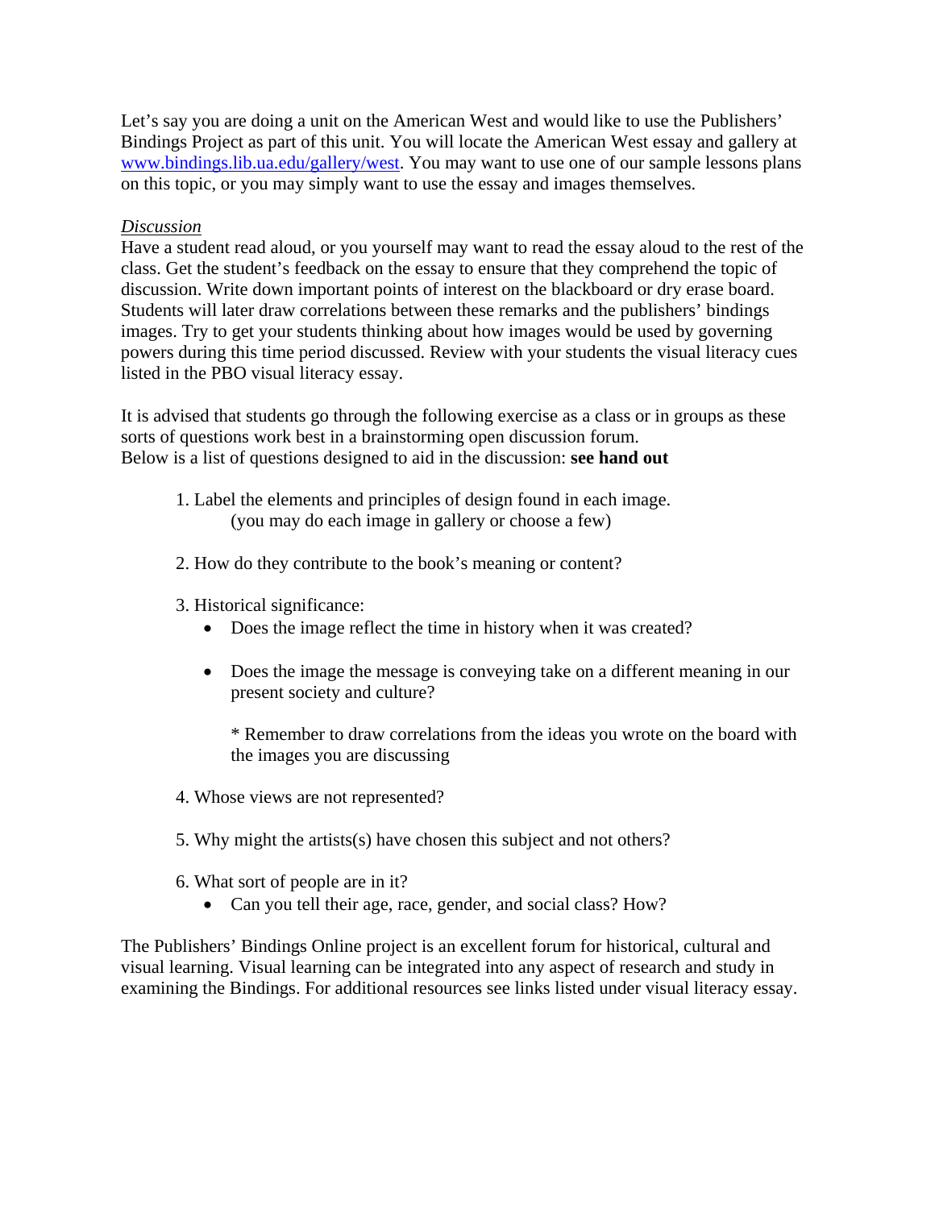Let's say you are doing a unit on the American West and would like to use the Publishers' Bindings Project as part of this unit. You will locate the American West essay and gallery at [www.bindings.lib.ua.edu/gallery/west](www.bindings.lib.ua.edu/gallery/west). You may want to use one of our sample lessons plans on this topic, or you may simply want to use the essay and images themselves.

*Discussion*

Have a student read aloud, or you yourself may want to read the essay aloud to the rest of the class. Get the student's feedback on the essay to ensure that they comprehend the topic of discussion. Write down important points of interest on the blackboard or dry erase board. Students will later draw correlations between these remarks and the publishers' bindings images. Try to get your students thinking about how images would be used by governing powers during this time period discussed. Review with your students the visual literacy cues listed in the PBO visual literacy essay.

It is advised that students go through the following exercise as a class or in groups as these sorts of questions work best in a brainstorming open discussion forum.
Below is a list of questions designed to aid in the discussion: **see hand out**

1. Label the elements and principles of design found in each image.
   (you may do each image in gallery or choose a few)

2. How do they contribute to the book's meaning or content?

3. Historical significance:
   - Does the image reflect the time in history when it was created?
   - Does the image the message is conveying take on a different meaning in our present society and culture?

     * Remember to draw correlations from the ideas you wrote on the board with the images you are discussing

4. Whose views are not represented?

5. Why might the artists(s) have chosen this subject and not others?

6. What sort of people are in it?
   - Can you tell their age, race, gender, and social class? How?

The Publishers' Bindings Online project is an excellent forum for historical, cultural and visual learning. Visual learning can be integrated into any aspect of research and study in examining the Bindings. For additional resources see links listed under visual literacy essay.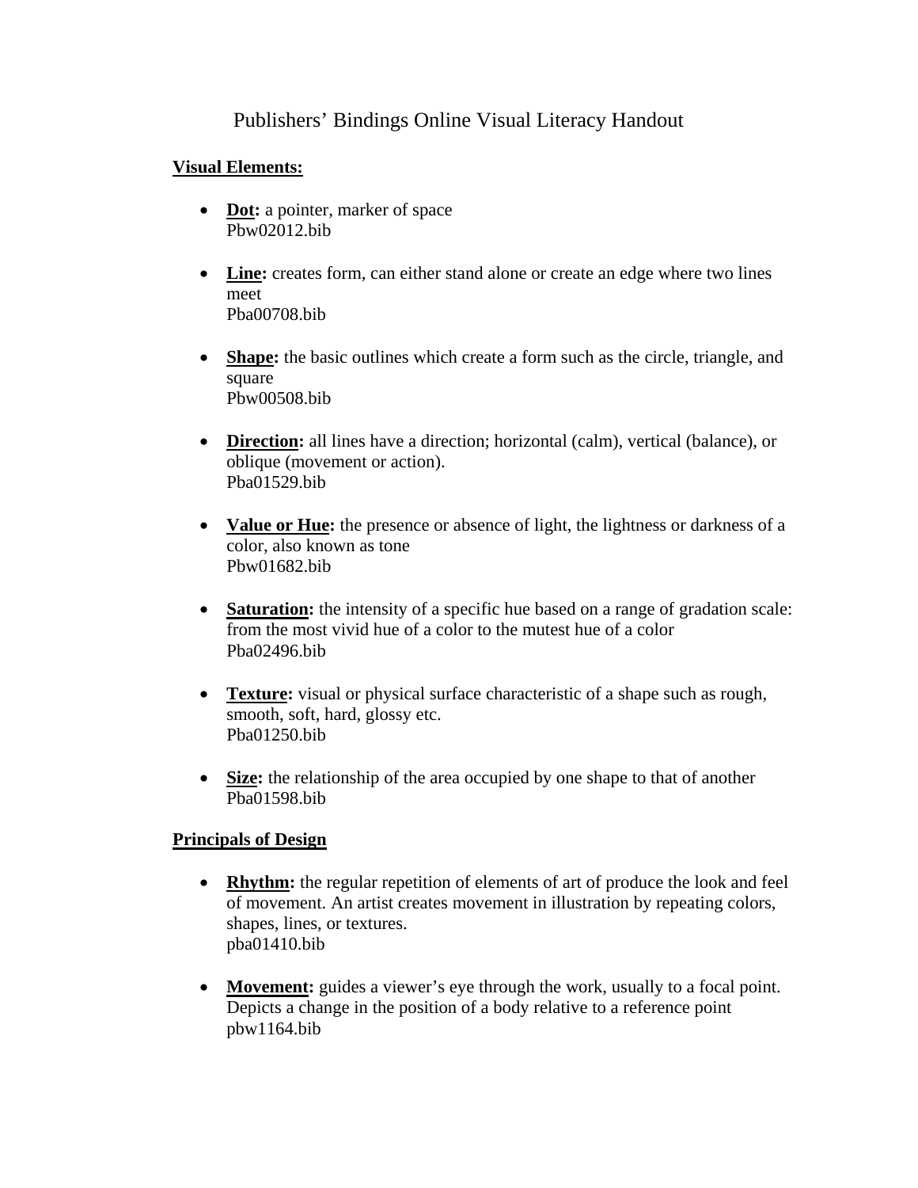# Publishers' Bindings Online Visual Literacy Handout

**Visual Elements:**

- **Dot:** a pointer, marker of space
  Pbw02012.bib

- **Line:** creates form, can either stand alone or create an edge where two lines meet
  Pba00708.bib

- **Shape:** the basic outlines which create a form such as the circle, triangle, and square
  Pbw00508.bib

- **Direction:** all lines have a direction; horizontal (calm), vertical (balance), or oblique (movement or action).
  Pba01529.bib

- **Value or Hue:** the presence or absence of light, the lightness or darkness of a color, also known as tone
  Pbw01682.bib

- **Saturation:** the intensity of a specific hue based on a range of gradation scale: from the most vivid hue of a color to the mutest hue of a color
  Pba02496.bib

- **Texture:** visual or physical surface characteristic of a shape such as rough, smooth, soft, hard, glossy etc.
  Pba01250.bib

- **Size:** the relationship of the area occupied by one shape to that of another
  Pba01598.bib

**Principals of Design**

- **Rhythm:** the regular repetition of elements of art of produce the look and feel of movement. An artist creates movement in illustration by repeating colors, shapes, lines, or textures.
  pba01410.bib

- **Movement:** guides a viewer's eye through the work, usually to a focal point. Depicts a change in the position of a body relative to a reference point
  pbw1164.bib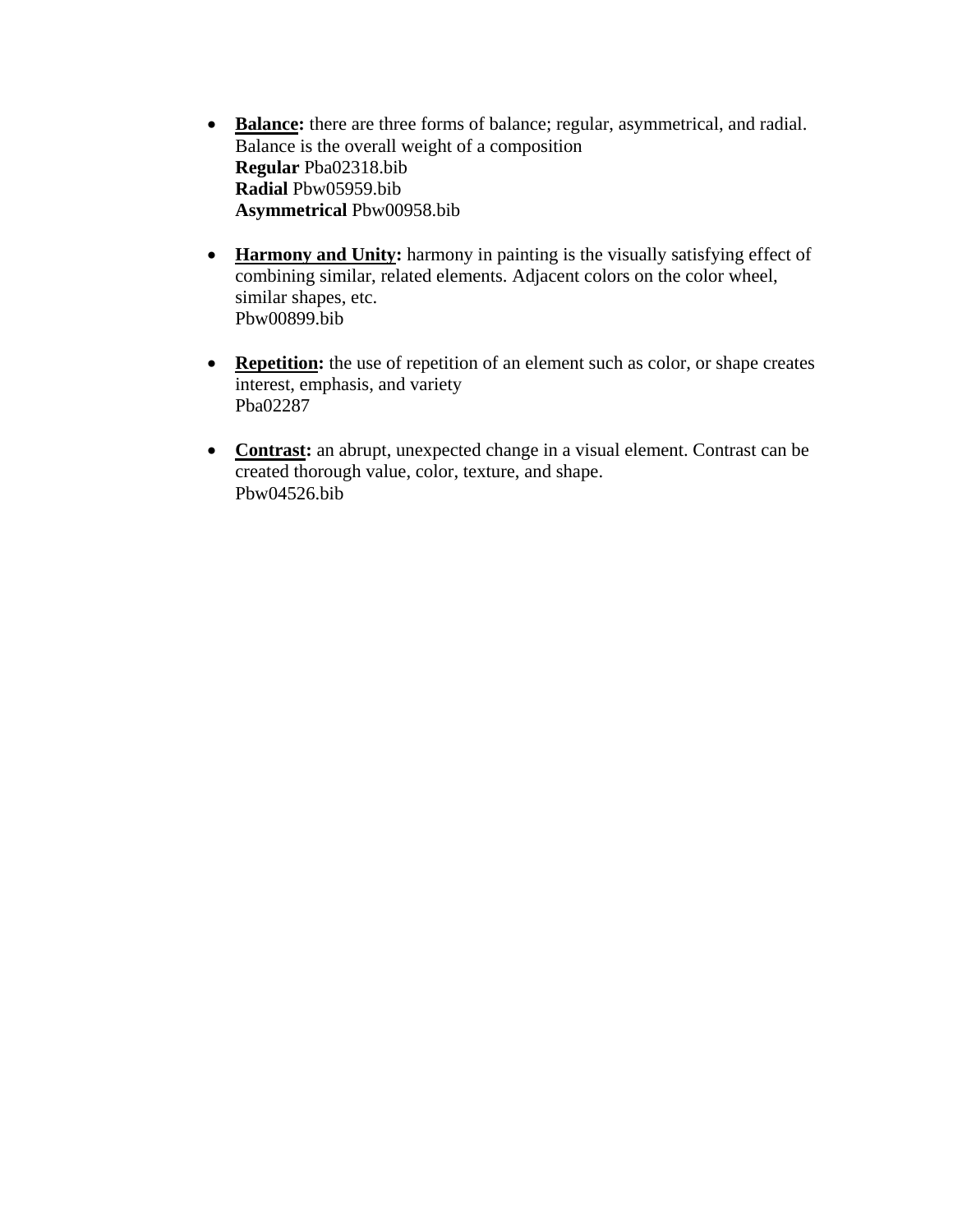- **Balance:** there are three forms of balance; regular, asymmetrical, and radial. Balance is the overall weight of a composition
  **Regular** Pba02318.bib
  **Radial** Pbw05959.bib
  **Asymmetrical** Pbw00958.bib

- **Harmony and Unity:** harmony in painting is the visually satisfying effect of combining similar, related elements. Adjacent colors on the color wheel, similar shapes, etc.
  Pbw00899.bib

- **Repetition:** the use of repetition of an element such as color, or shape creates interest, emphasis, and variety
  Pba02287

- **Contrast:** an abrupt, unexpected change in a visual element. Contrast can be created thorough value, color, texture, and shape.
  Pbw04526.bib